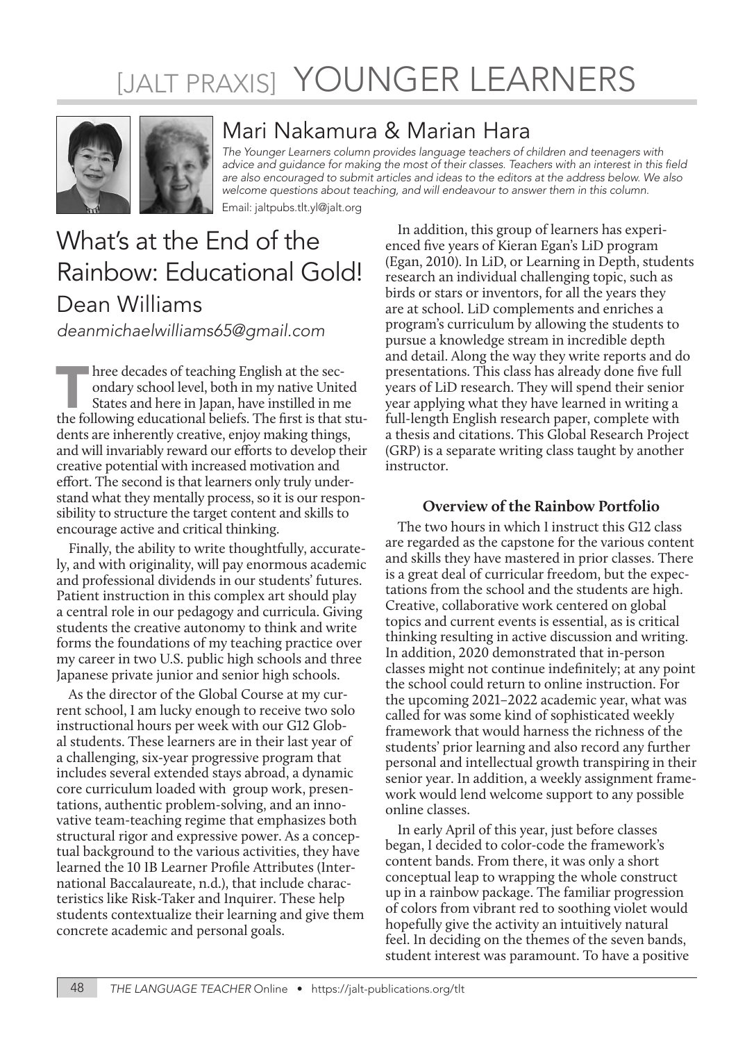# [JALT PRAXIS] YOUNGER LEARNERS

## Mari Nakamura & Marian Hara

*The Younger Learners column provides language teachers of children and teenagers with advice and guidance for making the most of their classes. Teachers with an interest in this field are also encouraged to submit articles and ideas to the editors at the address below. We also welcome questions about teaching, and will endeavour to answer them in this column.*

Email: jaltpubs.tlt.yl@jalt.org

# What's at the End of the Rainbow: Educational Gold!

## Dean Williams

*deanmichaelwilliams65@gmail.com*

Three decades of teaching English at the secondary school level, both in my native United States and here in Japan, have instilled in me the following educational beliefs. The first is that students are inherently creative, enjoy making things, and will invariably reward our efforts to develop their creative potential with increased motivation and effort. The second is that learners only truly understand what they mentally process, so it is our responsibility to structure the target content and skills to encourage active and critical thinking.

Finally, the ability to write thoughtfully, accurately, and with originality, will pay enormous academic and professional dividends in our students' futures. Patient instruction in this complex art should play a central role in our pedagogy and curricula. Giving students the creative autonomy to think and write forms the foundations of my teaching practice over my career in two U.S. public high schools and three Japanese private junior and senior high schools.

As the director of the Global Course at my current school, I am lucky enough to receive two solo instructional hours per week with our G12 Global students. These learners are in their last year of a challenging, six-year progressive program that includes several extended stays abroad, a dynamic core curriculum loaded with group work, presentations, authentic problem-solving, and an innovative team-teaching regime that emphasizes both structural rigor and expressive power. As a conceptual background to the various activities, they have learned the 10 IB Learner Profile Attributes (International Baccalaureate, n.d.), that include characteristics like Risk-Taker and Inquirer. These help students contextualize their learning and give them concrete academic and personal goals.

In addition, this group of learners has experienced five years of Kieran Egan's LiD program (Egan, 2010). In LiD, or Learning in Depth, students research an individual challenging topic, such as birds or stars or inventors, for all the years they are at school. LiD complements and enriches a program's curriculum by allowing the students to pursue a knowledge stream in incredible depth and detail. Along the way they write reports and do presentations. This class has already done five full years of LiD research. They will spend their senior year applying what they have learned in writing a full-length English research paper, complete with a thesis and citations. This Global Research Project (GRP) is a separate writing class taught by another instructor.

### Overview of the Rainbow Portfolio

The two hours in which I instruct this G12 class are regarded as the capstone for the various content and skills they have mastered in prior classes. There is a great deal of curricular freedom, but the expectations from the school and the students are high. Creative, collaborative work centered on global topics and current events is essential, as is critical thinking resulting in active discussion and writing. In addition, 2020 demonstrated that in-person classes might not continue indefinitely; at any point the school could return to online instruction. For the upcoming 2021–2022 academic year, what was called for was some kind of sophisticated weekly framework that would harness the richness of the students' prior learning and also record any further personal and intellectual growth transpiring in their senior year. In addition, a weekly assignment framework would lend welcome support to any possible online classes.

In early April of this year, just before classes began, I decided to color-code the framework's content bands. From there, it was only a short conceptual leap to wrapping the whole construct up in a rainbow package. The familiar progression of colors from vibrant red to soothing violet would hopefully give the activity an intuitively natural feel. In deciding on the themes of the seven bands, student interest was paramount. To have a positive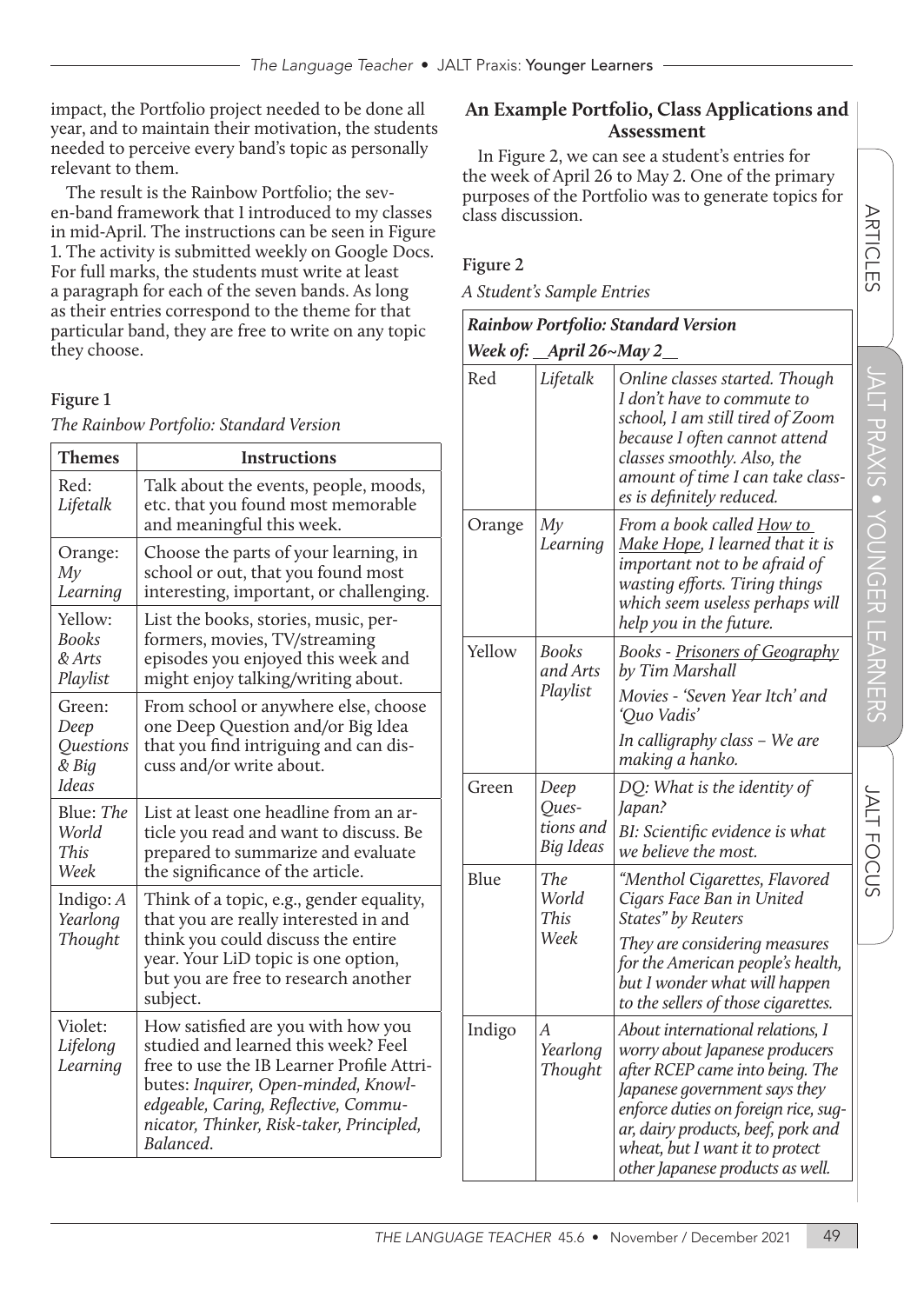impact, the Portfolio project needed to be done all year, and to maintain their motivation, the students needed to perceive every band's topic as personally relevant to them.

The result is the Rainbow Portfolio; the seven-band framework that I introduced to my classes in mid-April. The instructions can be seen in Figure 1. The activity is submitted weekly on Google Docs. For full marks, the students must write at least a paragraph for each of the seven bands. As long as their entries correspond to the theme for that particular band, they are free to write on any topic they choose.

**Figure 1**

*The Rainbow Portfolio: Standard Version*

| Themes | Instructions |
|---|---|
| Red: *Lifetalk* | Talk about the events, people, moods, etc. that you found most memorable and meaningful this week. |
| Orange: *My Learning* | Choose the parts of your learning, in school or out, that you found most interesting, important, or challenging. |
| Yellow: *Books & Arts Playlist* | List the books, stories, music, performers, movies, TV/streaming episodes you enjoyed this week and might enjoy talking/writing about. |
| Green: *Deep Questions & Big Ideas* | From school or anywhere else, choose one Deep Question and/or Big Idea that you find intriguing and can discuss and/or write about. |
| Blue: *The World This Week* | List at least one headline from an article you read and want to discuss. Be prepared to summarize and evaluate the significance of the article. |
| Indigo: *A Yearlong Thought* | Think of a topic, e.g., gender equality, that you are really interested in and think you could discuss the entire year. Your LiD topic is one option, but you are free to research another subject. |
| Violet: *Lifelong Learning* | How satisfied are you with how you studied and learned this week? Feel free to use the IB Learner Profile Attributes: *Inquirer, Open-minded, Knowledgeable, Caring, Reflective, Communicator, Thinker, Risk-taker, Principled, Balanced*. |

## An Example Portfolio, Class Applications and Assessment

In Figure 2, we can see a student's entries for the week of April 26 to May 2. One of the primary purposes of the Portfolio was to generate topics for class discussion.

**Figure 2**

*A Student's Sample Entries*

| ***Rainbow Portfolio: Standard Version*** | | |
|---|---|---|
| ***Week of: \_\_April 26~May 2\_\_*** | | |
| Red | *Lifetalk* | *Online classes started. Though I don't have to commute to school, I am still tired of Zoom because I often cannot attend classes smoothly. Also, the amount of time I can take classes is definitely reduced.* |
| Orange | *My Learning* | *From a book called <u>How to Make Hope</u>, I learned that it is important not to be afraid of wasting efforts. Tiring things which seem useless perhaps will help you in the future.* |
| Yellow | *Books and Arts Playlist* | *Books - <u>Prisoners of Geography</u> by Tim Marshall*<br>*Movies - 'Seven Year Itch' and 'Quo Vadis'*<br>*In calligraphy class – We are making a hanko.* |
| Green | *Deep Questions and Big Ideas* | *DQ: What is the identity of Japan?*<br>*BI: Scientific evidence is what we believe the most.* |
| Blue | *The World This Week* | *"Menthol Cigarettes, Flavored Cigars Face Ban in United States" by Reuters*<br>*They are considering measures for the American people's health, but I wonder what will happen to the sellers of those cigarettes.* |
| Indigo | *A Yearlong Thought* | *About international relations, I worry about Japanese producers after RCEP came into being. The Japanese government says they enforce duties on foreign rice, sugar, dairy products, beef, pork and wheat, but I want it to protect other Japanese products as well.* |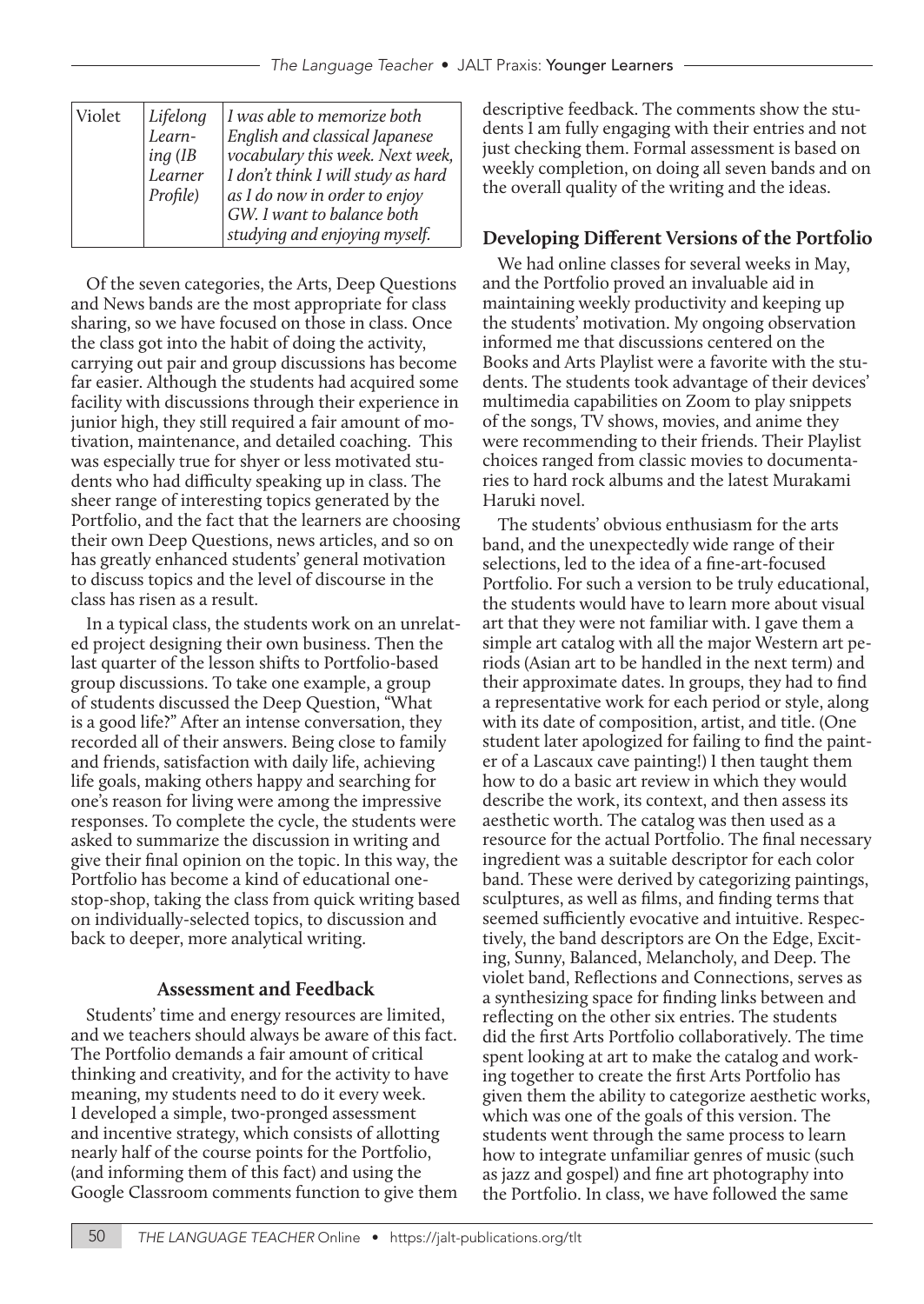| Violet | *Lifelong Learning (IB Learner Profile)* | *I was able to memorize both English and classical Japanese vocabulary this week. Next week, I don't think I will study as hard as I do now in order to enjoy GW. I want to balance both studying and enjoying myself.* |
|---|---|---|

Of the seven categories, the Arts, Deep Questions and News bands are the most appropriate for class sharing, so we have focused on those in class. Once the class got into the habit of doing the activity, carrying out pair and group discussions has become far easier. Although the students had acquired some facility with discussions through their experience in junior high, they still required a fair amount of motivation, maintenance, and detailed coaching. This was especially true for shyer or less motivated students who had difficulty speaking up in class. The sheer range of interesting topics generated by the Portfolio, and the fact that the learners are choosing their own Deep Questions, news articles, and so on has greatly enhanced students' general motivation to discuss topics and the level of discourse in the class has risen as a result.

In a typical class, the students work on an unrelated project designing their own business. Then the last quarter of the lesson shifts to Portfolio-based group discussions. To take one example, a group of students discussed the Deep Question, "What is a good life?" After an intense conversation, they recorded all of their answers. Being close to family and friends, satisfaction with daily life, achieving life goals, making others happy and searching for one's reason for living were among the impressive responses. To complete the cycle, the students were asked to summarize the discussion in writing and give their final opinion on the topic. In this way, the Portfolio has become a kind of educational one-stop-shop, taking the class from quick writing based on individually-selected topics, to discussion and back to deeper, more analytical writing.

### Assessment and Feedback

Students' time and energy resources are limited, and we teachers should always be aware of this fact. The Portfolio demands a fair amount of critical thinking and creativity, and for the activity to have meaning, my students need to do it every week. I developed a simple, two-pronged assessment and incentive strategy, which consists of allotting nearly half of the course points for the Portfolio, (and informing them of this fact) and using the Google Classroom comments function to give them descriptive feedback. The comments show the students I am fully engaging with their entries and not just checking them. Formal assessment is based on weekly completion, on doing all seven bands and on the overall quality of the writing and the ideas.

### Developing Different Versions of the Portfolio

We had online classes for several weeks in May, and the Portfolio proved an invaluable aid in maintaining weekly productivity and keeping up the students' motivation. My ongoing observation informed me that discussions centered on the Books and Arts Playlist were a favorite with the students. The students took advantage of their devices' multimedia capabilities on Zoom to play snippets of the songs, TV shows, movies, and anime they were recommending to their friends. Their Playlist choices ranged from classic movies to documentaries to hard rock albums and the latest Murakami Haruki novel.

The students' obvious enthusiasm for the arts band, and the unexpectedly wide range of their selections, led to the idea of a fine-art-focused Portfolio. For such a version to be truly educational, the students would have to learn more about visual art that they were not familiar with. I gave them a simple art catalog with all the major Western art periods (Asian art to be handled in the next term) and their approximate dates. In groups, they had to find a representative work for each period or style, along with its date of composition, artist, and title. (One student later apologized for failing to find the painter of a Lascaux cave painting!) I then taught them how to do a basic art review in which they would describe the work, its context, and then assess its aesthetic worth. The catalog was then used as a resource for the actual Portfolio. The final necessary ingredient was a suitable descriptor for each color band. These were derived by categorizing paintings, sculptures, as well as films, and finding terms that seemed sufficiently evocative and intuitive. Respectively, the band descriptors are On the Edge, Exciting, Sunny, Balanced, Melancholy, and Deep. The violet band, Reflections and Connections, serves as a synthesizing space for finding links between and reflecting on the other six entries. The students did the first Arts Portfolio collaboratively. The time spent looking at art to make the catalog and working together to create the first Arts Portfolio has given them the ability to categorize aesthetic works, which was one of the goals of this version. The students went through the same process to learn how to integrate unfamiliar genres of music (such as jazz and gospel) and fine art photography into the Portfolio. In class, we have followed the same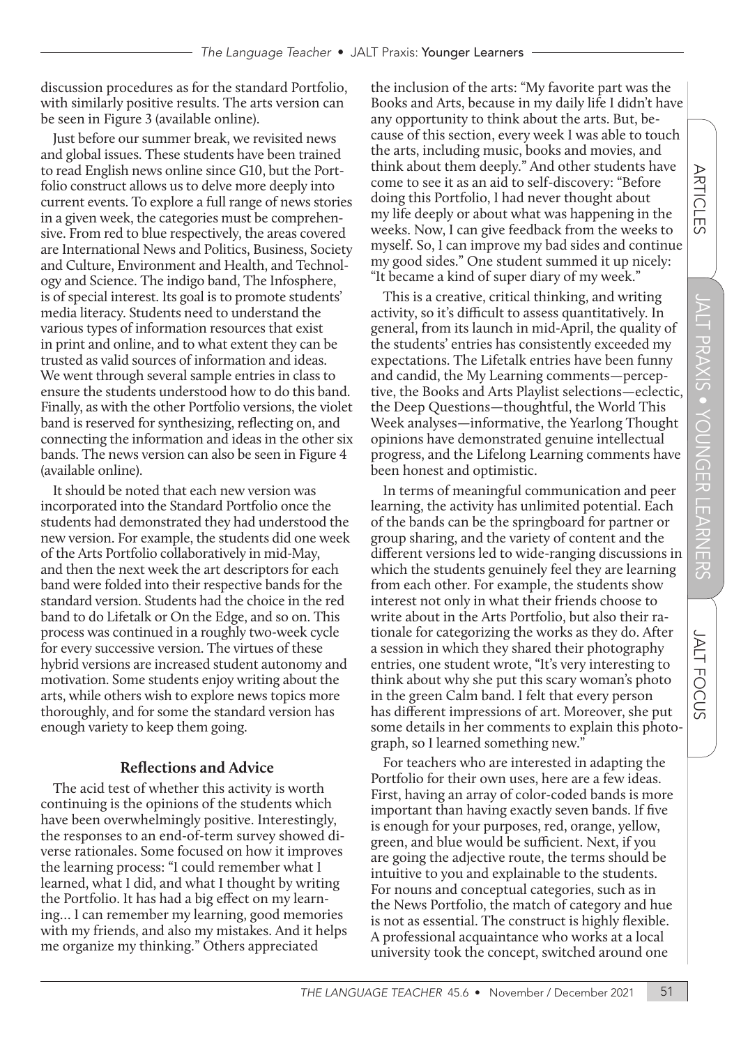discussion procedures as for the standard Portfolio, with similarly positive results. The arts version can be seen in Figure 3 (available online).

Just before our summer break, we revisited news and global issues. These students have been trained to read English news online since G10, but the Portfolio construct allows us to delve more deeply into current events. To explore a full range of news stories in a given week, the categories must be comprehensive. From red to blue respectively, the areas covered are International News and Politics, Business, Society and Culture, Environment and Health, and Technology and Science. The indigo band, The Infosphere, is of special interest. Its goal is to promote students' media literacy. Students need to understand the various types of information resources that exist in print and online, and to what extent they can be trusted as valid sources of information and ideas. We went through several sample entries in class to ensure the students understood how to do this band. Finally, as with the other Portfolio versions, the violet band is reserved for synthesizing, reflecting on, and connecting the information and ideas in the other six bands. The news version can also be seen in Figure 4 (available online).

It should be noted that each new version was incorporated into the Standard Portfolio once the students had demonstrated they had understood the new version. For example, the students did one week of the Arts Portfolio collaboratively in mid-May, and then the next week the art descriptors for each band were folded into their respective bands for the standard version. Students had the choice in the red band to do Lifetalk or On the Edge, and so on. This process was continued in a roughly two-week cycle for every successive version. The virtues of these hybrid versions are increased student autonomy and motivation. Some students enjoy writing about the arts, while others wish to explore news topics more thoroughly, and for some the standard version has enough variety to keep them going.

## Reflections and Advice

The acid test of whether this activity is worth continuing is the opinions of the students which have been overwhelmingly positive. Interestingly, the responses to an end-of-term survey showed diverse rationales. Some focused on how it improves the learning process: "I could remember what I learned, what I did, and what I thought by writing the Portfolio. It has had a big effect on my learning… I can remember my learning, good memories with my friends, and also my mistakes. And it helps me organize my thinking." Others appreciated the inclusion of the arts: "My favorite part was the Books and Arts, because in my daily life I didn't have any opportunity to think about the arts. But, because of this section, every week I was able to touch the arts, including music, books and movies, and think about them deeply." And other students have come to see it as an aid to self-discovery: "Before doing this Portfolio, I had never thought about my life deeply or about what was happening in the weeks. Now, I can give feedback from the weeks to myself. So, I can improve my bad sides and continue my good sides." One student summed it up nicely: "It became a kind of super diary of my week."

This is a creative, critical thinking, and writing activity, so it's difficult to assess quantitatively. In general, from its launch in mid-April, the quality of the students' entries has consistently exceeded my expectations. The Lifetalk entries have been funny and candid, the My Learning comments—perceptive, the Books and Arts Playlist selections—eclectic, the Deep Questions—thoughtful, the World This Week analyses—informative, the Yearlong Thought opinions have demonstrated genuine intellectual progress, and the Lifelong Learning comments have been honest and optimistic.

In terms of meaningful communication and peer learning, the activity has unlimited potential. Each of the bands can be the springboard for partner or group sharing, and the variety of content and the different versions led to wide-ranging discussions in which the students genuinely feel they are learning from each other. For example, the students show interest not only in what their friends choose to write about in the Arts Portfolio, but also their rationale for categorizing the works as they do. After a session in which they shared their photography entries, one student wrote, "It's very interesting to think about why she put this scary woman's photo in the green Calm band. I felt that every person has different impressions of art. Moreover, she put some details in her comments to explain this photograph, so I learned something new."

For teachers who are interested in adapting the Portfolio for their own uses, here are a few ideas. First, having an array of color-coded bands is more important than having exactly seven bands. If five is enough for your purposes, red, orange, yellow, green, and blue would be sufficient. Next, if you are going the adjective route, the terms should be intuitive to you and explainable to the students. For nouns and conceptual categories, such as in the News Portfolio, the match of category and hue is not as essential. The construct is highly flexible. A professional acquaintance who works at a local university took the concept, switched around one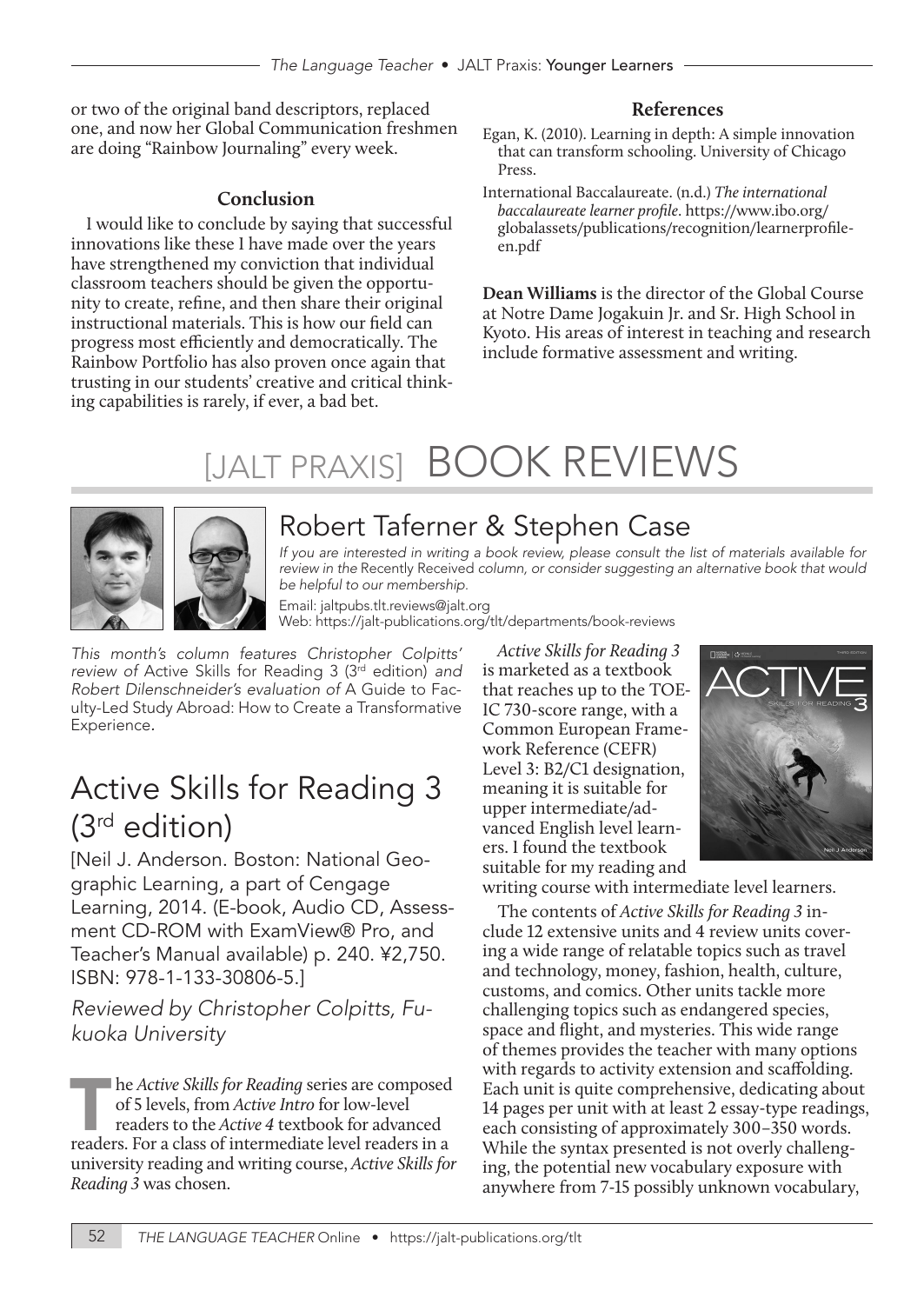or two of the original band descriptors, replaced one, and now her Global Communication freshmen are doing "Rainbow Journaling" every week.

### Conclusion

I would like to conclude by saying that successful innovations like these I have made over the years have strengthened my conviction that individual classroom teachers should be given the opportunity to create, refine, and then share their original instructional materials. This is how our field can progress most efficiently and democratically. The Rainbow Portfolio has also proven once again that trusting in our students' creative and critical thinking capabilities is rarely, if ever, a bad bet.

### References

Egan, K. (2010). Learning in depth: A simple innovation that can transform schooling. University of Chicago Press.

International Baccalaureate. (n.d.) *The international baccalaureate learner profile*. https://www.ibo.org/globalassets/publications/recognition/learnerprofile-en.pdf

**Dean Williams** is the director of the Global Course at Notre Dame Jogakuin Jr. and Sr. High School in Kyoto. His areas of interest in teaching and research include formative assessment and writing.

# [JALT PRAXIS] BOOK REVIEWS

## Robert Taferner & Stephen Case

*If you are interested in writing a book review, please consult the list of materials available for review in the* Recently Received *column, or consider suggesting an alternative book that would be helpful to our membership.*

Email: jaltpubs.tlt.reviews@jalt.org
Web: https://jalt-publications.org/tlt/departments/book-reviews

*This month's column features Christopher Colpitts' review of* Active Skills for Reading 3 (3rd edition) *and Robert Dilenschneider's evaluation of* A Guide to Faculty-Led Study Abroad: How to Create a Transformative Experience.

## Active Skills for Reading 3 (3rd edition)

[Neil J. Anderson. Boston: National Geographic Learning, a part of Cengage Learning, 2014. (E-book, Audio CD, Assessment CD-ROM with ExamView® Pro, and Teacher's Manual available) p. 240. ¥2,750. ISBN: 978-1-133-30806-5.]

*Reviewed by Christopher Colpitts, Fukuoka University*

The *Active Skills for Reading* series are composed of 5 levels, from *Active Intro* for low-level readers to the *Active 4* textbook for advanced readers. For a class of intermediate level readers in a university reading and writing course, *Active Skills for Reading 3* was chosen.

*Active Skills for Reading 3* is marketed as a textbook that reaches up to the TOEIC 730-score range, with a Common European Framework Reference (CEFR) Level 3: B2/C1 designation, meaning it is suitable for upper intermediate/advanced English level learners. I found the textbook suitable for my reading and writing course with intermediate level learners.

The contents of *Active Skills for Reading 3* include 12 extensive units and 4 review units covering a wide range of relatable topics such as travel and technology, money, fashion, health, culture, customs, and comics. Other units tackle more challenging topics such as endangered species, space and flight, and mysteries. This wide range of themes provides the teacher with many options with regards to activity extension and scaffolding. Each unit is quite comprehensive, dedicating about 14 pages per unit with at least 2 essay-type readings, each consisting of approximately 300–350 words. While the syntax presented is not overly challenging, the potential new vocabulary exposure with anywhere from 7-15 possibly unknown vocabulary,